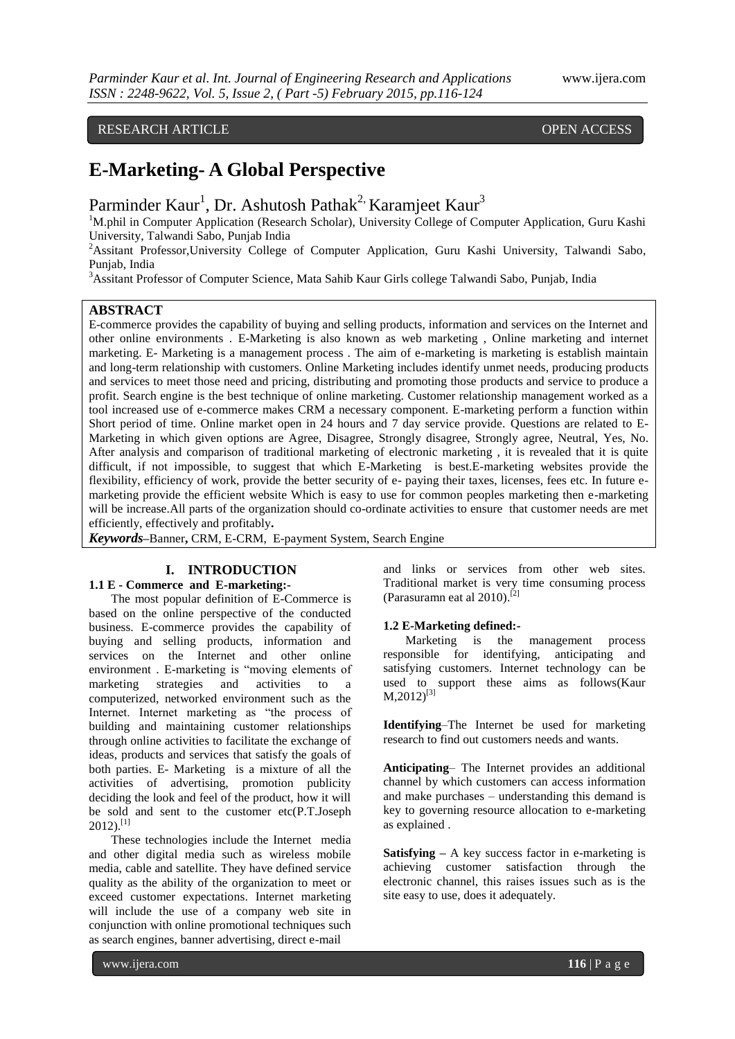RESEARCH ARTICLE OPEN ACCESS

# E-Marketing- A Global Perspective

Parminder Kaur[1], Dr. Ashutosh Pathak[2], Karamjeet Kaur[3]

[1]M.phil in Computer Application (Research Scholar), University College of Computer Application, Guru Kashi University, Talwandi Sabo, Punjab India

[2]Assitant Professor,University College of Computer Application, Guru Kashi University, Talwandi Sabo, Punjab, India

[3]Assitant Professor of Computer Science, Mata Sahib Kaur Girls college Talwandi Sabo, Punjab, India

## ABSTRACT

E-commerce provides the capability of buying and selling products, information and services on the Internet and other online environments . E-Marketing is also known as web marketing , Online marketing and internet marketing. E- Marketing is a management process . The aim of e-marketing is marketing is establish maintain and long-term relationship with customers. Online Marketing includes identify unmet needs, producing products and services to meet those need and pricing, distributing and promoting those products and service to produce a profit. Search engine is the best technique of online marketing. Customer relationship management worked as a tool increased use of e-commerce makes CRM a necessary component. E-marketing perform a function within Short period of time. Online market open in 24 hours and 7 day service provide. Questions are related to E-Marketing in which given options are Agree, Disagree, Strongly disagree, Strongly agree, Neutral, Yes, No. After analysis and comparison of traditional marketing of electronic marketing , it is revealed that it is quite difficult, if not impossible, to suggest that which E-Marketing is best.E-marketing websites provide the flexibility, efficiency of work, provide the better security of e- paying their taxes, licenses, fees etc. In future e-marketing provide the efficient website Which is easy to use for common peoples marketing then e-marketing will be increase.All parts of the organization should co-ordinate activities to ensure that customer needs are met efficiently, effectively and profitably**.**

***Keywords*–**Banner**,** CRM, E-CRM, E-payment System, Search Engine

## I. INTRODUCTION

### 1.1 E - Commerce and E-marketing:-

The most popular definition of E-Commerce is based on the online perspective of the conducted business. E-commerce provides the capability of buying and selling products, information and services on the Internet and other online environment . E-marketing is "moving elements of marketing strategies and activities to a computerized, networked environment such as the Internet. Internet marketing as "the process of building and maintaining customer relationships through online activities to facilitate the exchange of ideas, products and services that satisfy the goals of both parties. E- Marketing is a mixture of all the activities of advertising, promotion publicity deciding the look and feel of the product, how it will be sold and sent to the customer etc(P.T.Joseph 2012).[1]

These technologies include the Internet media and other digital media such as wireless mobile media, cable and satellite. They have defined service quality as the ability of the organization to meet or exceed customer expectations. Internet marketing will include the use of a company web site in conjunction with online promotional techniques such as search engines, banner advertising, direct e-mail and links or services from other web sites. Traditional market is very time consuming process (Parasuramn eat al 2010).[2]

### 1.2 E-Marketing defined:-

Marketing is the management process responsible for identifying, anticipating and satisfying customers. Internet technology can be used to support these aims as follows(Kaur M,2012)[3]

**Identifying**–The Internet be used for marketing research to find out customers needs and wants.

**Anticipating**– The Internet provides an additional channel by which customers can access information and make purchases – understanding this demand is key to governing resource allocation to e-marketing as explained .

**Satisfying** – A key success factor in e-marketing is achieving customer satisfaction through the electronic channel, this raises issues such as is the site easy to use, does it adequately.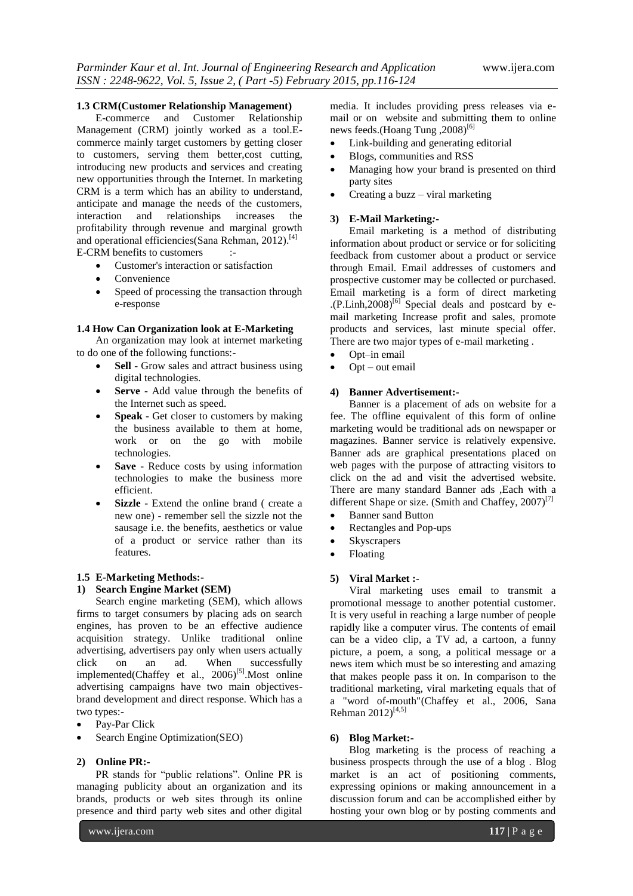### 1.3 CRM(Customer Relationship Management)

E-commerce and Customer Relationship Management (CRM) jointly worked as a tool.E-commerce mainly target customers by getting closer to customers, serving them better,cost cutting, introducing new products and services and creating new opportunities through the Internet. In marketing CRM is a term which has an ability to understand, anticipate and manage the needs of the customers, interaction and relationships increases the profitability through revenue and marginal growth and operational efficiencies(Sana Rehman, 2012).[4]

E-CRM benefits to customers :-

- Customer's interaction or satisfaction
- Convenience
- Speed of processing the transaction through e-response

### 1.4 How Can Organization look at E-Marketing

An organization may look at internet marketing to do one of the following functions:-

- **Sell** - Grow sales and attract business using digital technologies.
- **Serve** - Add value through the benefits of the Internet such as speed.
- **Speak** - Get closer to customers by making the business available to them at home, work or on the go with mobile technologies.
- **Save** - Reduce costs by using information technologies to make the business more efficient.
- **Sizzle** - Extend the online brand ( create a new one) - remember sell the sizzle not the sausage i.e. the benefits, aesthetics or value of a product or service rather than its features.

### 1.5 E-Marketing Methods:-

#### 1) Search Engine Market (SEM)

Search engine marketing (SEM), which allows firms to target consumers by placing ads on search engines, has proven to be an effective audience acquisition strategy. Unlike traditional online advertising, advertisers pay only when users actually click on an ad. When successfully implemented(Chaffey et al., 2006)[5].Most online advertising campaigns have two main objectives-brand development and direct response. Which has a two types:-

- Pay-Par Click
- Search Engine Optimization(SEO)

#### 2) Online PR:-

PR stands for "public relations". Online PR is managing publicity about an organization and its brands, products or web sites through its online presence and third party web sites and other digital media. It includes providing press releases via e-mail or on website and submitting them to online news feeds.(Hoang Tung ,2008)[6]

- Link-building and generating editorial
- Blogs, communities and RSS
- Managing how your brand is presented on third party sites
- Creating a buzz – viral marketing

#### 3) E-Mail Marketing:-

Email marketing is a method of distributing information about product or service or for soliciting feedback from customer about a product or service through Email. Email addresses of customers and prospective customer may be collected or purchased. Email marketing is a form of direct marketing .(P.Linh,2008)[6] Special deals and postcard by e-mail marketing Increase profit and sales, promote products and services, last minute special offer. There are two major types of e-mail marketing .

- Opt–in email
- Opt – out email

#### 4) Banner Advertisement:-

Banner is a placement of ads on website for a fee. The offline equivalent of this form of online marketing would be traditional ads on newspaper or magazines. Banner service is relatively expensive. Banner ads are graphical presentations placed on web pages with the purpose of attracting visitors to click on the ad and visit the advertised website. There are many standard Banner ads ,Each with a different Shape or size. (Smith and Chaffey, 2007)[7]

- Banner sand Button
- Rectangles and Pop-ups
- Skyscrapers
- Floating

#### 5) Viral Market :-

Viral marketing uses email to transmit a promotional message to another potential customer. It is very useful in reaching a large number of people rapidly like a computer virus. The contents of email can be a video clip, a TV ad, a cartoon, a funny picture, a poem, a song, a political message or a news item which must be so interesting and amazing that makes people pass it on. In comparison to the traditional marketing, viral marketing equals that of a "word of-mouth"(Chaffey et al., 2006, Sana Rehman 2012)[4,5]

#### 6) Blog Market:-

Blog marketing is the process of reaching a business prospects through the use of a blog . Blog market is an act of positioning comments, expressing opinions or making announcement in a discussion forum and can be accomplished either by hosting your own blog or by posting comments and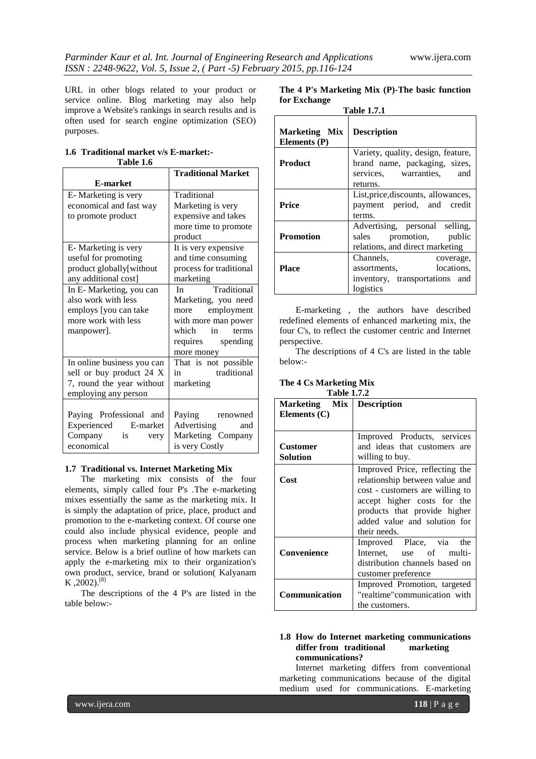URL in other blogs related to your product or service online. Blog marketing may also help improve a Website's rankings in search results and is often used for search engine optimization (SEO) purposes.

### 1.6 Traditional market v/s E-market:-

**Table 1.6**

| E-market | Traditional Market |
|---|---|
| E- Marketing is very economical and fast way to promote product | Traditional Marketing is very expensive and takes more time to promote product |
| E- Marketing is very useful for promoting product globally[without any additional cost] | It is very expensive and time consuming process for traditional marketing |
| In E- Marketing, you can also work with less employs [you can take more work with less manpower]. | In Traditional Marketing, you need more employment with more man power which in terms requires spending more money |
| In online business you can sell or buy product 24 X 7, round the year without employing any person | That is not possible in traditional marketing |
| Paying Professional and Experienced E-market Company is very economical | Paying renowned Advertising and Marketing Company is very Costly |

### 1.7 Traditional vs. Internet Marketing Mix

The marketing mix consists of the four elements, simply called four P's .The e-marketing mixes essentially the same as the marketing mix. It is simply the adaptation of price, place, product and promotion to the e-marketing context. Of course one could also include physical evidence, people and process when marketing planning for an online service. Below is a brief outline of how markets can apply the e-marketing mix to their organization's own product, service, brand or solution( Kalyanam K ,2002).[8]

The descriptions of the 4 P's are listed in the table below:-

**The 4 P's Marketing Mix (P)-The basic function for Exchange**

**Table 1.7.1**

| Marketing Mix Elements (P) | Description |
|---|---|
| **Product** | Variety, quality, design, feature, brand name, packaging, sizes, services, warranties, and returns. |
| **Price** | List,price,discounts, allowances, payment period, and credit terms. |
| **Promotion** | Advertising, personal selling, sales promotion, public relations, and direct marketing |
| **Place** | Channels, coverage, assortments, locations, inventory, transportations and logistics |

E-marketing , the authors have described redefined elements of enhanced marketing mix, the four C's, to reflect the customer centric and Internet perspective.

The descriptions of 4 C's are listed in the table below:-

**The 4 Cs Marketing Mix**

**Table 1.7.2**

| Marketing Mix Elements (C) | Description |
|---|---|
| **Customer Solution** | Improved Products, services and ideas that customers are willing to buy. |
| **Cost** | Improved Price, reflecting the relationship between value and cost - customers are willing to accept higher costs for the products that provide higher added value and solution for their needs. |
| **Convenience** | Improved Place, via the Internet, use of multi-distribution channels based on customer preference |
| **Communication** | Improved Promotion, targeted "realtime"communication with the customers. |

### 1.8 How do Internet marketing communications differ from traditional marketing communications?

Internet marketing differs from conventional marketing communications because of the digital medium used for communications. E-marketing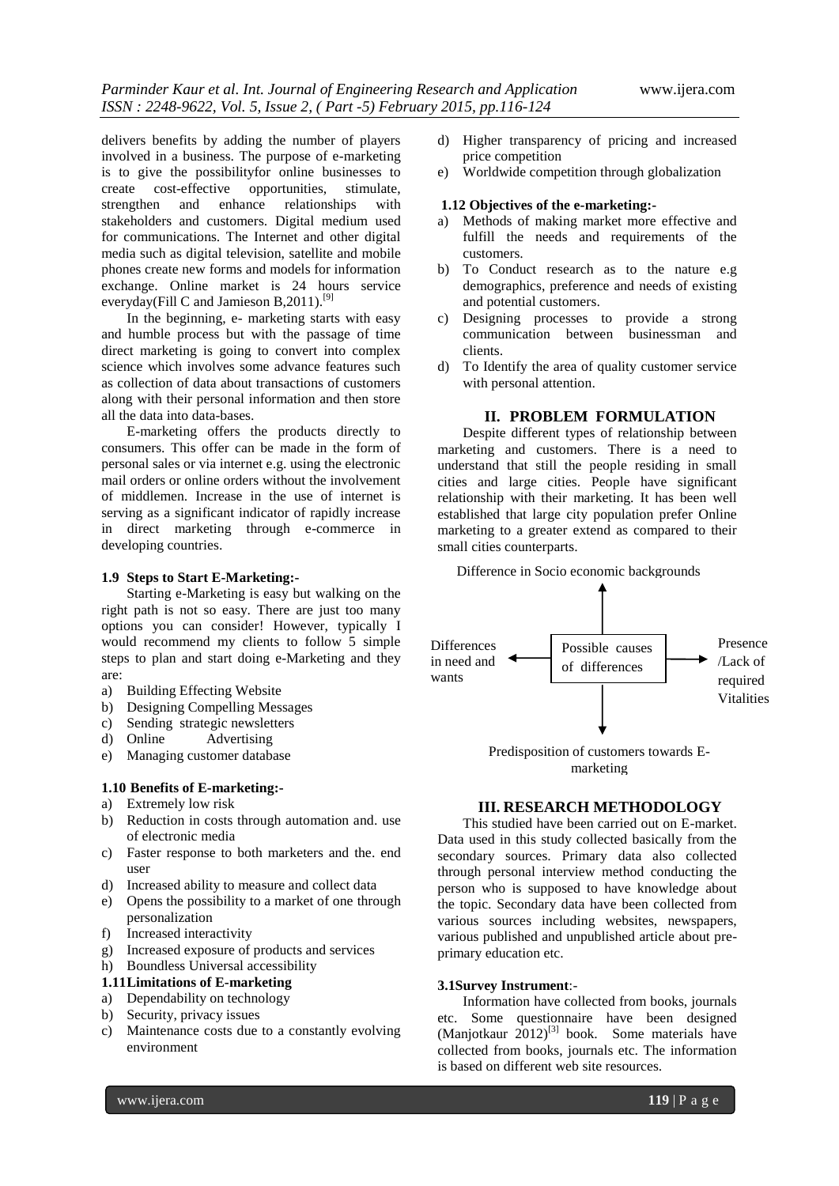delivers benefits by adding the number of players involved in a business. The purpose of e-marketing is to give the possibilityfor online businesses to create cost-effective opportunities, stimulate, strengthen and enhance relationships with stakeholders and customers. Digital medium used for communications. The Internet and other digital media such as digital television, satellite and mobile phones create new forms and models for information exchange. Online market is 24 hours service everyday(Fill C and Jamieson B,2011).[9]

In the beginning, e- marketing starts with easy and humble process but with the passage of time direct marketing is going to convert into complex science which involves some advance features such as collection of data about transactions of customers along with their personal information and then store all the data into data-bases.

E-marketing offers the products directly to consumers. This offer can be made in the form of personal sales or via internet e.g. using the electronic mail orders or online orders without the involvement of middlemen. Increase in the use of internet is serving as a significant indicator of rapidly increase in direct marketing through e-commerce in developing countries.

#### 1.9 Steps to Start E-Marketing:-

Starting e-Marketing is easy but walking on the right path is not so easy. There are just too many options you can consider! However, typically I would recommend my clients to follow 5 simple steps to plan and start doing e-Marketing and they are:

a) Building Effecting Website
b) Designing Compelling Messages
c) Sending strategic newsletters
d) Online Advertising
e) Managing customer database

#### 1.10 Benefits of E-marketing:-

a) Extremely low risk
b) Reduction in costs through automation and. use of electronic media
c) Faster response to both marketers and the. end user
d) Increased ability to measure and collect data
e) Opens the possibility to a market of one through personalization
f) Increased interactivity
g) Increased exposure of products and services
h) Boundless Universal accessibility

#### 1.11 Limitations of E-marketing

a) Dependability on technology
b) Security, privacy issues
c) Maintenance costs due to a constantly evolving environment
d) Higher transparency of pricing and increased price competition
e) Worldwide competition through globalization

#### 1.12 Objectives of the e-marketing:-

a) Methods of making market more effective and fulfill the needs and requirements of the customers.
b) To Conduct research as to the nature e.g demographics, preference and needs of existing and potential customers.
c) Designing processes to provide a strong communication between businessman and clients.
d) To Identify the area of quality customer service with personal attention.

## II. PROBLEM FORMULATION

Despite different types of relationship between marketing and customers. There is a need to understand that still the people residing in small cities and large cities. People have significant relationship with their marketing. It has been well established that large city population prefer Online marketing to a greater extend as compared to their small cities counterparts.

Difference in Socio economic backgrounds

Differences in need and wants ← Possible causes of differences → Presence /Lack of required Vitalities

Predisposition of customers towards E-marketing

## III. RESEARCH METHODOLOGY

This studied have been carried out on E-market. Data used in this study collected basically from the secondary sources. Primary data also collected through personal interview method conducting the person who is supposed to have knowledge about the topic. Secondary data have been collected from various sources including websites, newspapers, various published and unpublished article about pre-primary education etc.

#### 3.1 Survey Instrument:-

Information have collected from books, journals etc. Some questionnaire have been designed (Manjotkaur 2012)[3] book. Some materials have collected from books, journals etc. The information is based on different web site resources.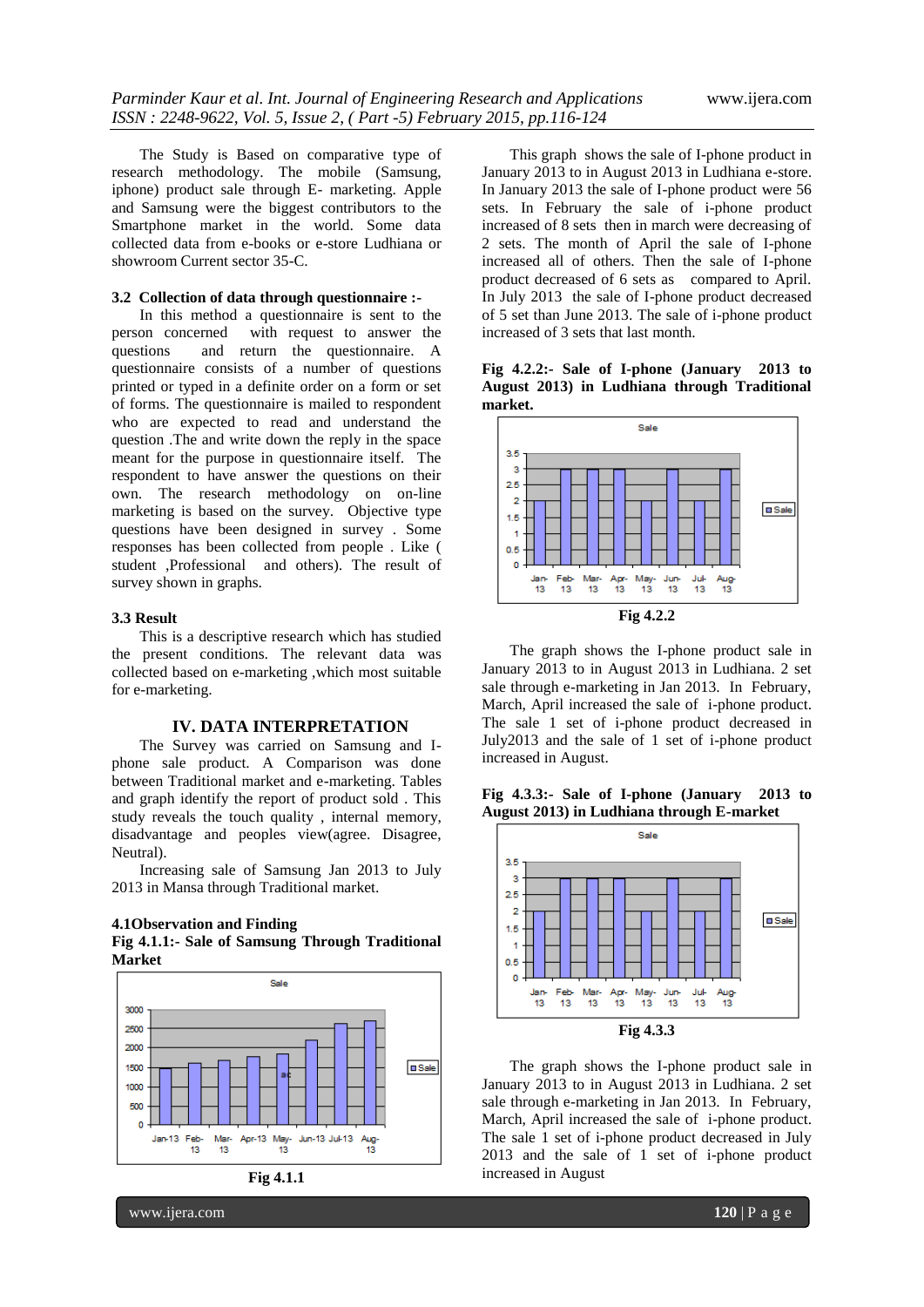The Study is Based on comparative type of research methodology. The mobile (Samsung, iphone) product sale through E- marketing. Apple and Samsung were the biggest contributors to the Smartphone market in the world. Some data collected data from e-books or e-store Ludhiana or showroom Current sector 35-C.

### 3.2 Collection of data through questionnaire :-

In this method a questionnaire is sent to the person concerned with request to answer the questions and return the questionnaire. A questionnaire consists of a number of questions printed or typed in a definite order on a form or set of forms. The questionnaire is mailed to respondent who are expected to read and understand the question .The and write down the reply in the space meant for the purpose in questionnaire itself. The respondent to have answer the questions on their own. The research methodology on on-line marketing is based on the survey. Objective type questions have been designed in survey . Some responses has been collected from people . Like ( student ,Professional and others). The result of survey shown in graphs.

### 3.3 Result

This is a descriptive research which has studied the present conditions. The relevant data was collected based on e-marketing ,which most suitable for e-marketing.

## IV. DATA INTERPRETATION

The Survey was carried on Samsung and I-phone sale product. A Comparison was done between Traditional market and e-marketing. Tables and graph identify the report of product sold . This study reveals the touch quality , internal memory, disadvantage and peoples view(agree. Disagree, Neutral).

Increasing sale of Samsung Jan 2013 to July 2013 in Mansa through Traditional market.

### 4.1Observation and Finding

**Fig 4.1.1:- Sale of Samsung Through Traditional Market**

Fig 4.1.1

This graph shows the sale of I-phone product in January 2013 to in August 2013 in Ludhiana e-store. In January 2013 the sale of I-phone product were 56 sets. In February the sale of i-phone product increased of 8 sets then in march were decreasing of 2 sets. The month of April the sale of I-phone increased all of others. Then the sale of I-phone product decreased of 6 sets as compared to April. In July 2013 the sale of I-phone product decreased of 5 set than June 2013. The sale of i-phone product increased of 3 sets that last month.

**Fig 4.2.2:- Sale of I-phone (January 2013 to August 2013) in Ludhiana through Traditional market.**

Fig 4.2.2

The graph shows the I-phone product sale in January 2013 to in August 2013 in Ludhiana. 2 set sale through e-marketing in Jan 2013. In February, March, April increased the sale of i-phone product. The sale 1 set of i-phone product decreased in July2013 and the sale of 1 set of i-phone product increased in August.

**Fig 4.3.3:- Sale of I-phone (January 2013 to August 2013) in Ludhiana through E-market**

Fig 4.3.3

The graph shows the I-phone product sale in January 2013 to in August 2013 in Ludhiana. 2 set sale through e-marketing in Jan 2013. In February, March, April increased the sale of i-phone product. The sale 1 set of i-phone product decreased in July 2013 and the sale of 1 set of i-phone product increased in August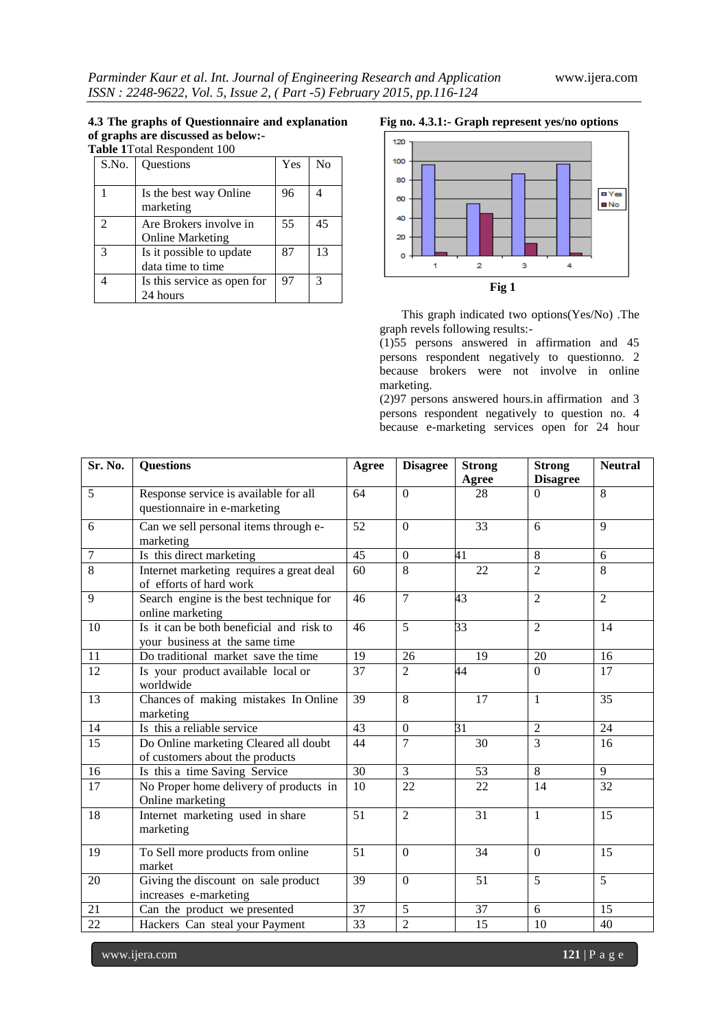**4.3 The graphs of Questionnaire and explanation of graphs are discussed as below:-**

**Table 1**Total Respondent 100

| S.No. | Questions | Yes | No |
|---|---|---|---|
| 1 | Is the best way Online marketing | 96 | 4 |
| 2 | Are Brokers involve in Online Marketing | 55 | 45 |
| 3 | Is it possible to update data time to time | 87 | 13 |
| 4 | Is this service as open for 24 hours | 97 | 3 |

**Fig no. 4.3.1:- Graph represent yes/no options**

**Fig 1**

This graph indicated two options(Yes/No) .The graph revels following results:-

(1)55 persons answered in affirmation and 45 persons respondent negatively to questionno. 2 because brokers were not involve in online marketing.

(2)97 persons answered hours.in affirmation and 3 persons respondent negatively to question no. 4 because e-marketing services open for 24 hour

| Sr. No. | Questions | Agree | Disagree | Strong Agree | Strong Disagree | Neutral |
|---|---|---|---|---|---|---|
| 5 | Response service is available for all questionnaire in e-marketing | 64 | 0 | 28 | 0 | 8 |
| 6 | Can we sell personal items through e-marketing | 52 | 0 | 33 | 6 | 9 |
| 7 | Is this direct marketing | 45 | 0 | 41 | 8 | 6 |
| 8 | Internet marketing requires a great deal of efforts of hard work | 60 | 8 | 22 | 2 | 8 |
| 9 | Search engine is the best technique for online marketing | 46 | 7 | 43 | 2 | 2 |
| 10 | Is it can be both beneficial and risk to your business at the same time | 46 | 5 | 33 | 2 | 14 |
| 11 | Do traditional market save the time | 19 | 26 | 19 | 20 | 16 |
| 12 | Is your product available local or worldwide | 37 | 2 | 44 | 0 | 17 |
| 13 | Chances of making mistakes In Online marketing | 39 | 8 | 17 | 1 | 35 |
| 14 | Is this a reliable service | 43 | 0 | 31 | 2 | 24 |
| 15 | Do Online marketing Cleared all doubt of customers about the products | 44 | 7 | 30 | 3 | 16 |
| 16 | Is this a time Saving Service | 30 | 3 | 53 | 8 | 9 |
| 17 | No Proper home delivery of products in Online marketing | 10 | 22 | 22 | 14 | 32 |
| 18 | Internet marketing used in share marketing | 51 | 2 | 31 | 1 | 15 |
| 19 | To Sell more products from online market | 51 | 0 | 34 | 0 | 15 |
| 20 | Giving the discount on sale product increases e-marketing | 39 | 0 | 51 | 5 | 5 |
| 21 | Can the product we presented | 37 | 5 | 37 | 6 | 15 |
| 22 | Hackers Can steal your Payment | 33 | 2 | 15 | 10 | 40 |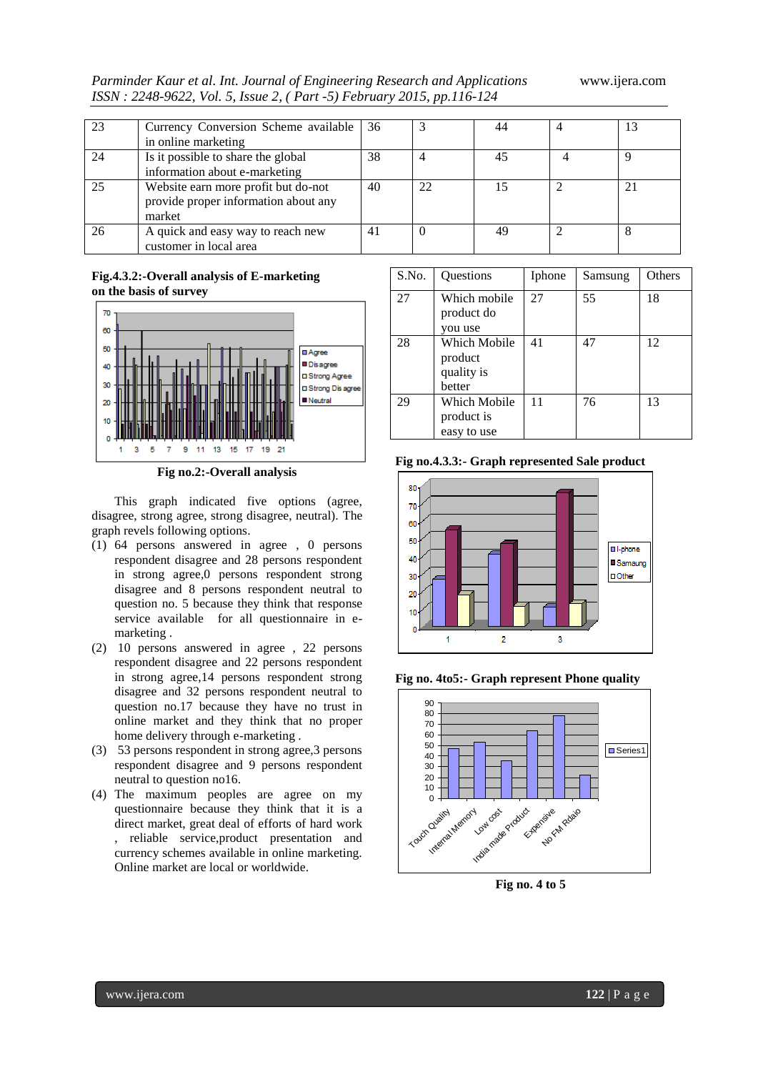| 23 | Currency Conversion Scheme available in online marketing | 36 | 3 | 44 | 4 | 13 |
|---|---|---|---|---|---|---|
| 24 | Is it possible to share the global information about e-marketing | 38 | 4 | 45 | 4 | 9 |
| 25 | Website earn more profit but do-not provide proper information about any market | 40 | 22 | 15 | 2 | 21 |
| 26 | A quick and easy way to reach new customer in local area | 41 | 0 | 49 | 2 | 8 |

**Fig.4.3.2:-Overall analysis of E-marketing on the basis of survey**

**Fig no.2:-Overall analysis**

This graph indicated five options (agree, disagree, strong agree, strong disagree, neutral). The graph revels following options.

(1) 64 persons answered in agree , 0 persons respondent disagree and 28 persons respondent in strong agree,0 persons respondent strong disagree and 8 persons respondent neutral to question no. 5 because that they think that response service available for all questionnaire in e-marketing .

(2) 10 persons answered in agree , 22 persons respondent disagree and 22 persons respondent in strong agree,14 persons respondent strong disagree and 32 persons respondent neutral to question no.17 because they have no trust in online market and they think that no proper home delivery through e-marketing .

(3) 53 persons respondent in strong agree,3 persons respondent disagree and 9 persons respondent neutral to question no16.

(4) The maximum peoples are agree on my questionnaire because they think that it is a direct market, great deal of efforts of hard work , reliable service,product presentation and currency schemes available in online marketing. Online market are local or worldwide.

| S.No. | Questions | Iphone | Samsung | Others |
|---|---|---|---|---|
| 27 | Which mobile product do you use | 27 | 55 | 18 |
| 28 | Which Mobile product quality is better | 41 | 47 | 12 |
| 29 | Which Mobile product is easy to use | 11 | 76 | 13 |

**Fig no.4.3.3:- Graph represented Sale product**

**Fig no. 4to5:- Graph represent Phone quality**

**Fig no. 4 to 5**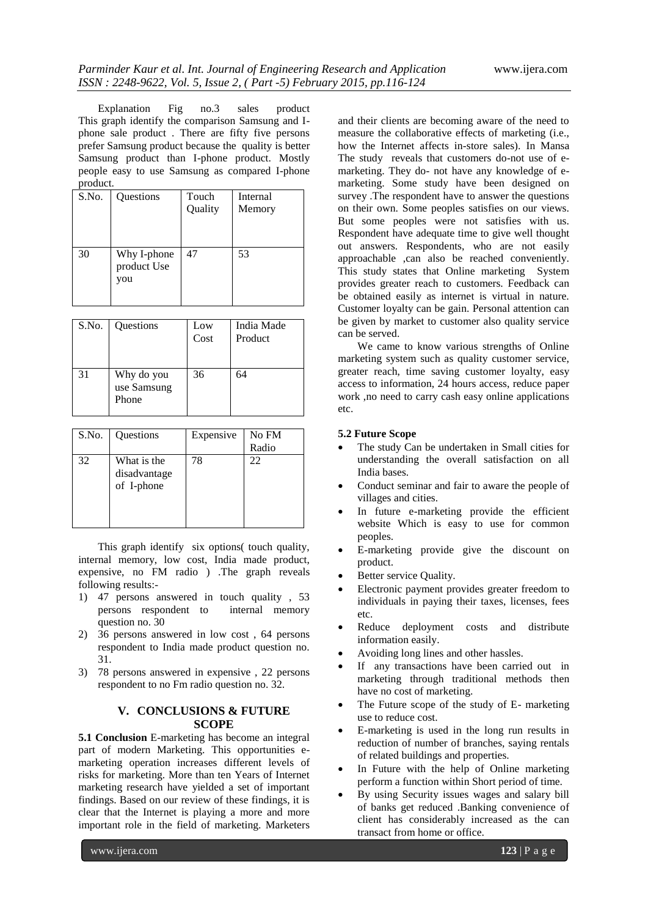Explanation Fig no.3 sales product This graph identify the comparison Samsung and I-phone sale product . There are fifty five persons prefer Samsung product because the quality is better Samsung product than I-phone product. Mostly people easy to use Samsung as compared I-phone product.

| S.No. | Questions | Touch Quality | Internal Memory |
|---|---|---|---|
| 30 | Why I-phone product Use you | 47 | 53 |

| S.No. | Questions | Low Cost | India Made Product |
|---|---|---|---|
| 31 | Why do you use Samsung Phone | 36 | 64 |

| S.No. | Questions | Expensive | No FM Radio |
|---|---|---|---|
| 32 | What is the disadvantage of I-phone | 78 | 22 |

This graph identify six options( touch quality, internal memory, low cost, India made product, expensive, no FM radio ) .The graph reveals following results:-

1) 47 persons answered in touch quality , 53 persons respondent to internal memory question no. 30
2) 36 persons answered in low cost , 64 persons respondent to India made product question no. 31.
3) 78 persons answered in expensive , 22 persons respondent to no Fm radio question no. 32.

## V. CONCLUSIONS & FUTURE SCOPE

**5.1 Conclusion** E-marketing has become an integral part of modern Marketing. This opportunities e-marketing operation increases different levels of risks for marketing. More than ten Years of Internet marketing research have yielded a set of important findings. Based on our review of these findings, it is clear that the Internet is playing a more and more important role in the field of marketing. Marketers and their clients are becoming aware of the need to measure the collaborative effects of marketing (i.e., how the Internet affects in-store sales). In Mansa The study reveals that customers do-not use of e-marketing. They do- not have any knowledge of e-marketing. Some study have been designed on survey .The respondent have to answer the questions on their own. Some peoples satisfies on our views. But some peoples were not satisfies with us. Respondent have adequate time to give well thought out answers. Respondents, who are not easily approachable ,can also be reached conveniently. This study states that Online marketing System provides greater reach to customers. Feedback can be obtained easily as internet is virtual in nature. Customer loyalty can be gain. Personal attention can be given by market to customer also quality service can be served.

We came to know various strengths of Online marketing system such as quality customer service, greater reach, time saving customer loyalty, easy access to information, 24 hours access, reduce paper work ,no need to carry cash easy online applications etc.

**5.2 Future Scope**

- The study Can be undertaken in Small cities for understanding the overall satisfaction on all India bases.
- Conduct seminar and fair to aware the people of villages and cities.
- In future e-marketing provide the efficient website Which is easy to use for common peoples.
- E-marketing provide give the discount on product.
- Better service Quality.
- Electronic payment provides greater freedom to individuals in paying their taxes, licenses, fees etc.
- Reduce deployment costs and distribute information easily.
- Avoiding long lines and other hassles.
- If any transactions have been carried out in marketing through traditional methods then have no cost of marketing.
- The Future scope of the study of E- marketing use to reduce cost.
- E-marketing is used in the long run results in reduction of number of branches, saying rentals of related buildings and properties.
- In Future with the help of Online marketing perform a function within Short period of time.
- By using Security issues wages and salary bill of banks get reduced .Banking convenience of client has considerably increased as the can transact from home or office.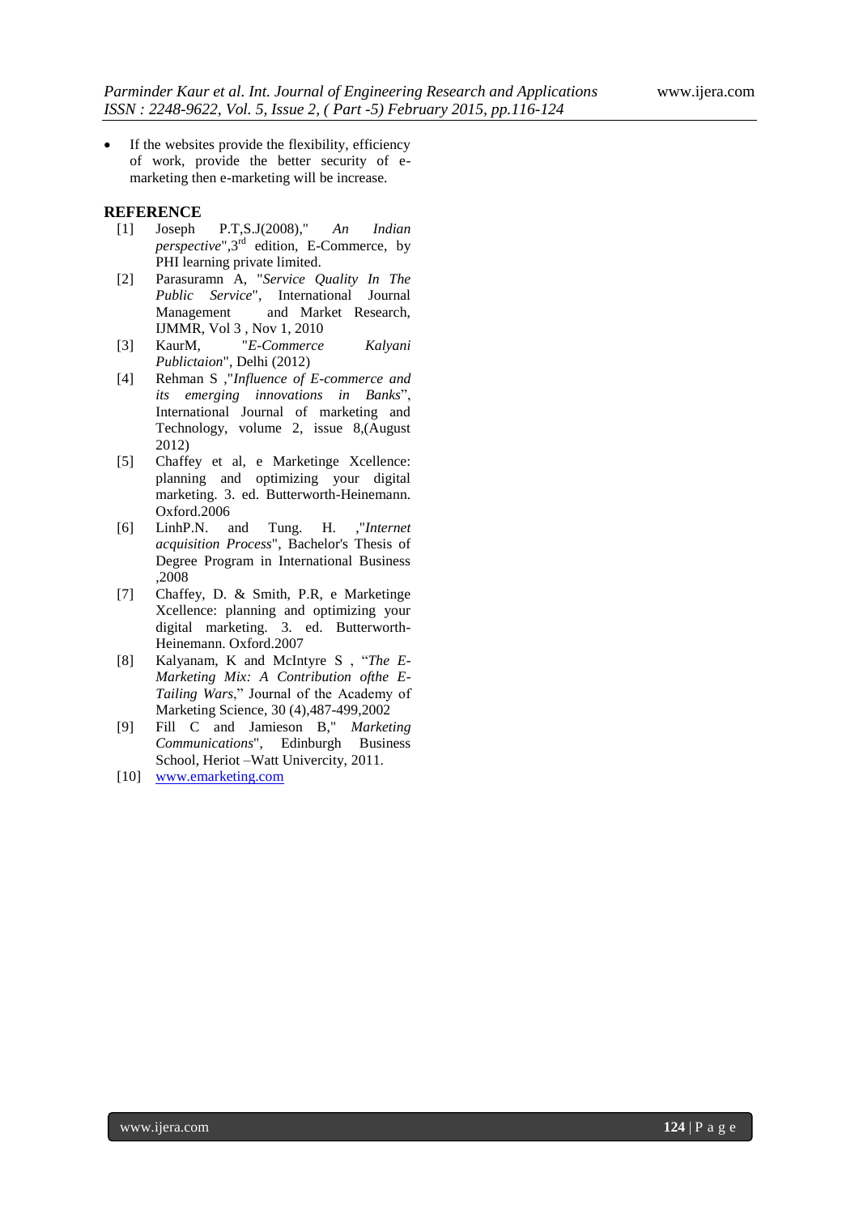- If the websites provide the flexibility, efficiency of work, provide the better security of e-marketing then e-marketing will be increase.

## REFERENCE

[1] Joseph P.T,S.J(2008)," *An Indian perspective*",3rd edition, E-Commerce, by PHI learning private limited.

[2] Parasuramn A, "*Service Quality In The Public Service*", International Journal Management and Market Research, IJMMR, Vol 3 , Nov 1, 2010

[3] KaurM, "*E-Commerce Kalyani Publictaion*", Delhi (2012)

[4] Rehman S ,"*Influence of E-commerce and its emerging innovations in Banks*", International Journal of marketing and Technology, volume 2, issue 8,(August 2012)

[5] Chaffey et al, e Marketinge Xcellence: planning and optimizing your digital marketing. 3. ed. Butterworth-Heinemann. Oxford.2006

[6] LinhP.N. and Tung. H. ,"*Internet acquisition Process*", Bachelor's Thesis of Degree Program in International Business ,2008

[7] Chaffey, D. & Smith, P.R, e Marketinge Xcellence: planning and optimizing your digital marketing. 3. ed. Butterworth-Heinemann. Oxford.2007

[8] Kalyanam, K and McIntyre S , "*The E-Marketing Mix: A Contribution ofthe E-Tailing Wars*," Journal of the Academy of Marketing Science, 30 (4),487-499,2002

[9] Fill C and Jamieson B," *Marketing Communications*", Edinburgh Business School, Heriot –Watt Univercity, 2011.

[10] www.emarketing.com